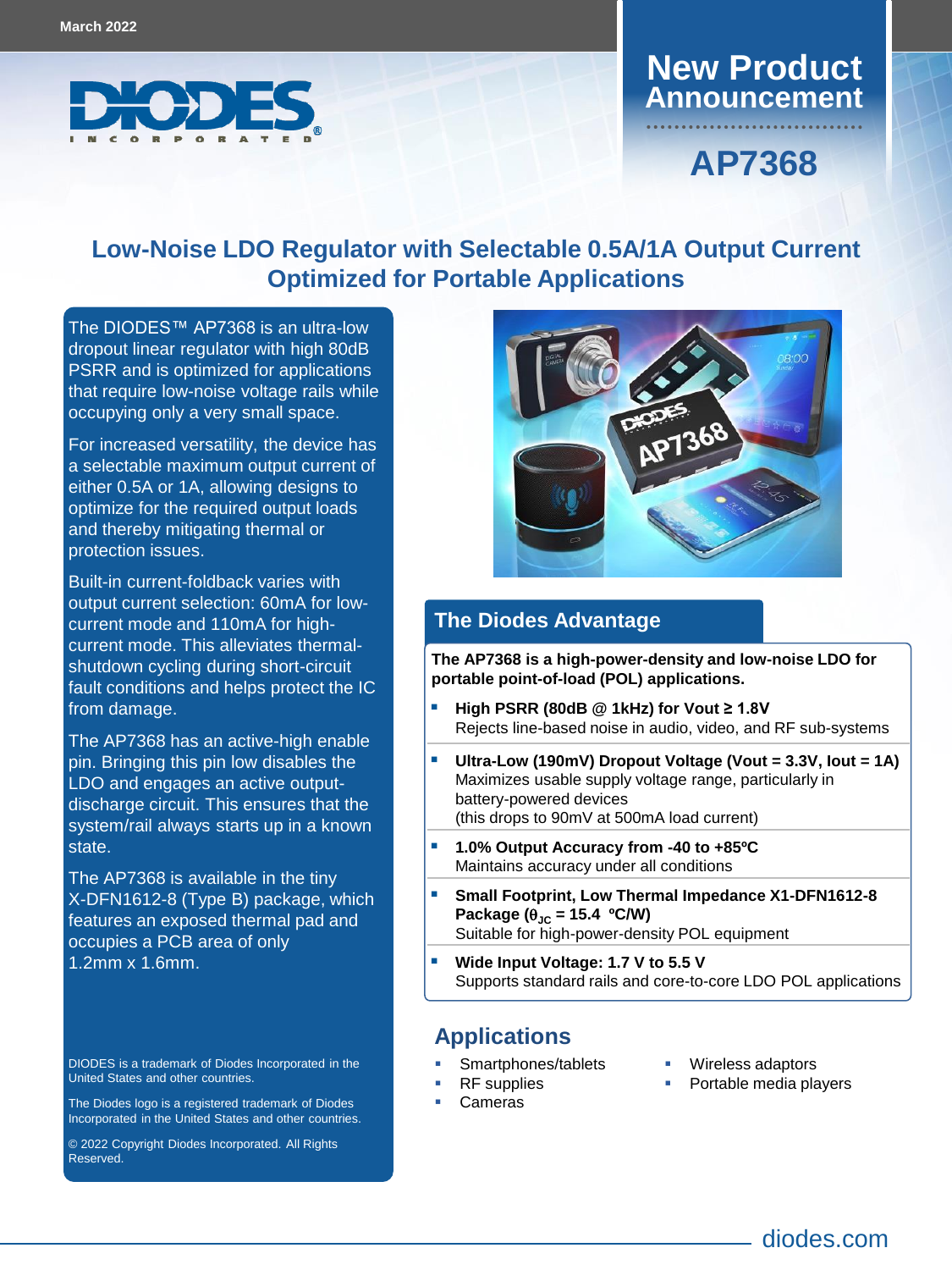March 2022

# New Product Announcement

## AP7368

# Low-Noise LDO Regulator with Selectable 0.5A/1A Output Current Optimized for Portable Applications

The DIODES™ AP7368 is an ultra-low dropout linear regulator with high 80dB PSRR and is optimized for applications that require low-noise voltage rails while occupying only a very small space.

For increased versatility, the device has a selectable maximum output current of either 0.5A or 1A, allowing designs to optimize for the required output loads and thereby mitigating thermal or protection issues.

Built-in current-foldback varies with output current selection: 60mA for low-current mode and 110mA for high-current mode. This alleviates thermal-shutdown cycling during short-circuit fault conditions and helps protect the IC from damage.

The AP7368 has an active-high enable pin. Bringing this pin low disables the LDO and engages an active output-discharge circuit. This ensures that the system/rail always starts up in a known state.

The AP7368 is available in the tiny X-DFN1612-8 (Type B) package, which features an exposed thermal pad and occupies a PCB area of only 1.2mm x 1.6mm.

DIODES is a trademark of Diodes Incorporated in the United States and other countries.

The Diodes logo is a registered trademark of Diodes Incorporated in the United States and other countries.

© 2022 Copyright Diodes Incorporated. All Rights Reserved.

## The Diodes Advantage

**The AP7368 is a high-power-density and low-noise LDO for portable point-of-load (POL) applications.**

- **High PSRR (80dB @ 1kHz) for Vout ≥ 1.8V**
  Rejects line-based noise in audio, video, and RF sub-systems
- **Ultra-Low (190mV) Dropout Voltage (Vout = 3.3V, Iout = 1A)**
  Maximizes usable supply voltage range, particularly in battery-powered devices
  (this drops to 90mV at 500mA load current)
- **1.0% Output Accuracy from -40 to +85ºC**
  Maintains accuracy under all conditions
- **Small Footprint, Low Thermal Impedance X1-DFN1612-8 Package ($\theta_{JC}$ = 15.4 ºC/W)**
  Suitable for high-power-density POL equipment
- **Wide Input Voltage: 1.7 V to 5.5 V**
  Supports standard rails and core-to-core LDO POL applications

## Applications

- Smartphones/tablets
- RF supplies
- Cameras
- Wireless adaptors
- Portable media players

diodes.com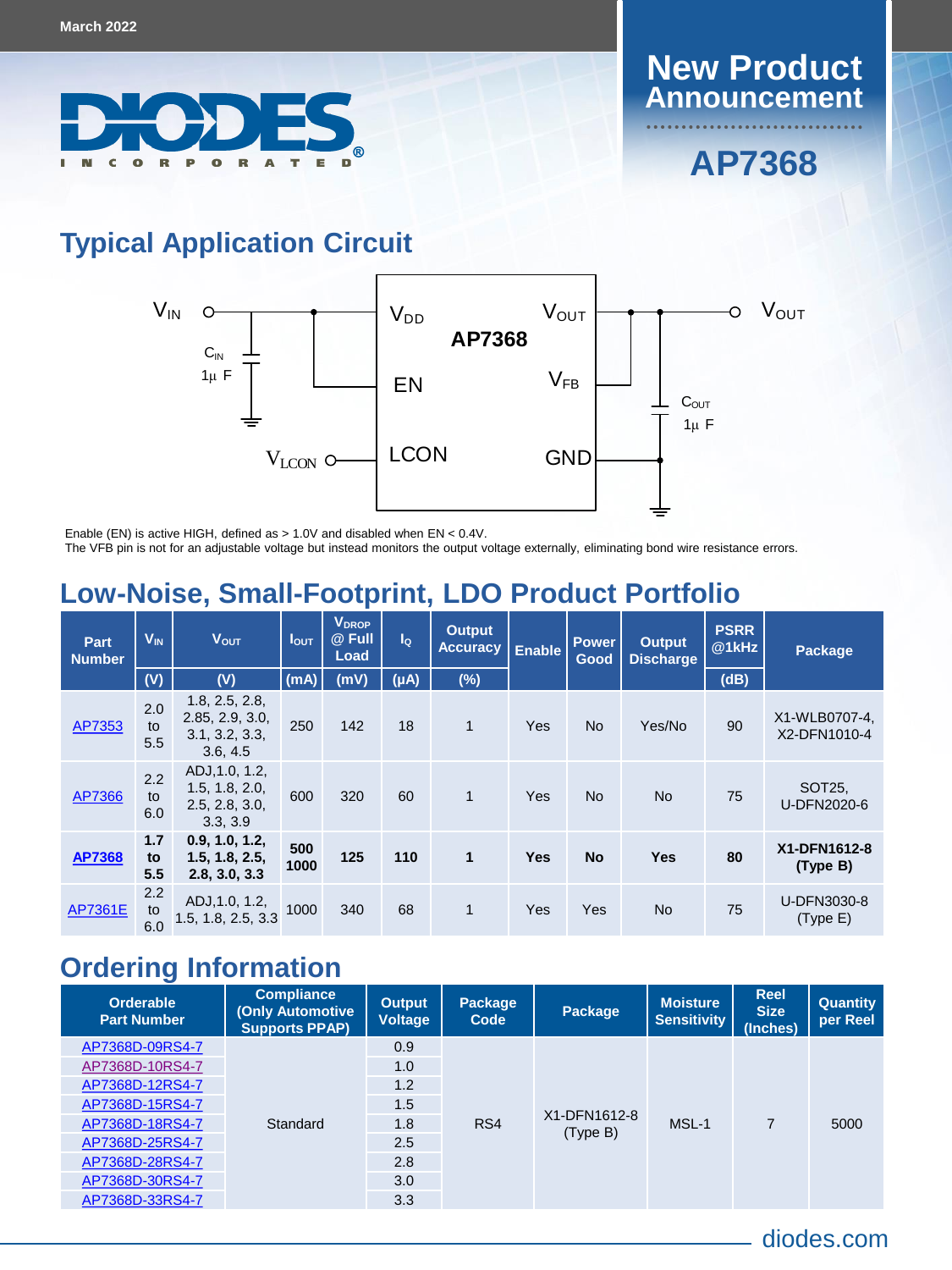March 2022

# New Product Announcement

## AP7368

## Typical Application Circuit

$V_{IN}$ $C_{IN}$ 1µ F $V_{DD}$ AP7368 EN LCON $V_{LCON}$ $V_{OUT}$ $V_{FB}$ GND $C_{OUT}$ 1µ F $V_{OUT}$

Enable (EN) is active HIGH, defined as > 1.0V and disabled when EN < 0.4V.
The VFB pin is not for an adjustable voltage but instead monitors the output voltage externally, eliminating bond wire resistance errors.

## Low-Noise, Small-Footprint, LDO Product Portfolio

| Part Number | $V_{IN}$ | $V_{OUT}$ | $I_{OUT}$ | $V_{DROP}$ @ Full Load | $I_Q$ | Output Accuracy | Enable | Power Good | Output Discharge | PSRR @1kHz | Package |
|---|---|---|---|---|---|---|---|---|---|---|---|
| | (V) | (V) | (mA) | (mV) | (µA) | (%) | | | | (dB) | |
| AP7353 | 2.0 to 5.5 | 1.8, 2.5, 2.8, 2.85, 2.9, 3.0, 3.1, 3.2, 3.3, 3.6, 4.5 | 250 | 142 | 18 | 1 | Yes | No | Yes/No | 90 | X1-WLB0707-4, X2-DFN1010-4 |
| AP7366 | 2.2 to 6.0 | ADJ,1.0, 1.2, 1.5, 1.8, 2.0, 2.5, 2.8, 3.0, 3.3, 3.9 | 600 | 320 | 60 | 1 | Yes | No | No | 75 | SOT25, U-DFN2020-6 |
| **AP7368** | **1.7 to 5.5** | **0.9, 1.0, 1.2, 1.5, 1.8, 2.5, 2.8, 3.0, 3.3** | **500 1000** | **125** | **110** | **1** | **Yes** | **No** | **Yes** | **80** | **X1-DFN1612-8 (Type B)** |
| AP7361E | 2.2 to 6.0 | ADJ,1.0, 1.2, 1.5, 1.8, 2.5, 3.3 | 1000 | 340 | 68 | 1 | Yes | Yes | No | 75 | U-DFN3030-8 (Type E) |

## Ordering Information

| Orderable Part Number | Compliance (Only Automotive Supports PPAP) | Output Voltage | Package Code | Package | Moisture Sensitivity | Reel Size (Inches) | Quantity per Reel |
|---|---|---|---|---|---|---|---|
| AP7368D-09RS4-7 | Standard | 0.9 | RS4 | X1-DFN1612-8 (Type B) | MSL-1 | 7 | 5000 |
| AP7368D-10RS4-7 | Standard | 1.0 | RS4 | X1-DFN1612-8 (Type B) | MSL-1 | 7 | 5000 |
| AP7368D-12RS4-7 | Standard | 1.2 | RS4 | X1-DFN1612-8 (Type B) | MSL-1 | 7 | 5000 |
| AP7368D-15RS4-7 | Standard | 1.5 | RS4 | X1-DFN1612-8 (Type B) | MSL-1 | 7 | 5000 |
| AP7368D-18RS4-7 | Standard | 1.8 | RS4 | X1-DFN1612-8 (Type B) | MSL-1 | 7 | 5000 |
| AP7368D-25RS4-7 | Standard | 2.5 | RS4 | X1-DFN1612-8 (Type B) | MSL-1 | 7 | 5000 |
| AP7368D-28RS4-7 | Standard | 2.8 | RS4 | X1-DFN1612-8 (Type B) | MSL-1 | 7 | 5000 |
| AP7368D-30RS4-7 | Standard | 3.0 | RS4 | X1-DFN1612-8 (Type B) | MSL-1 | 7 | 5000 |
| AP7368D-33RS4-7 | Standard | 3.3 | RS4 | X1-DFN1612-8 (Type B) | MSL-1 | 7 | 5000 |

diodes.com